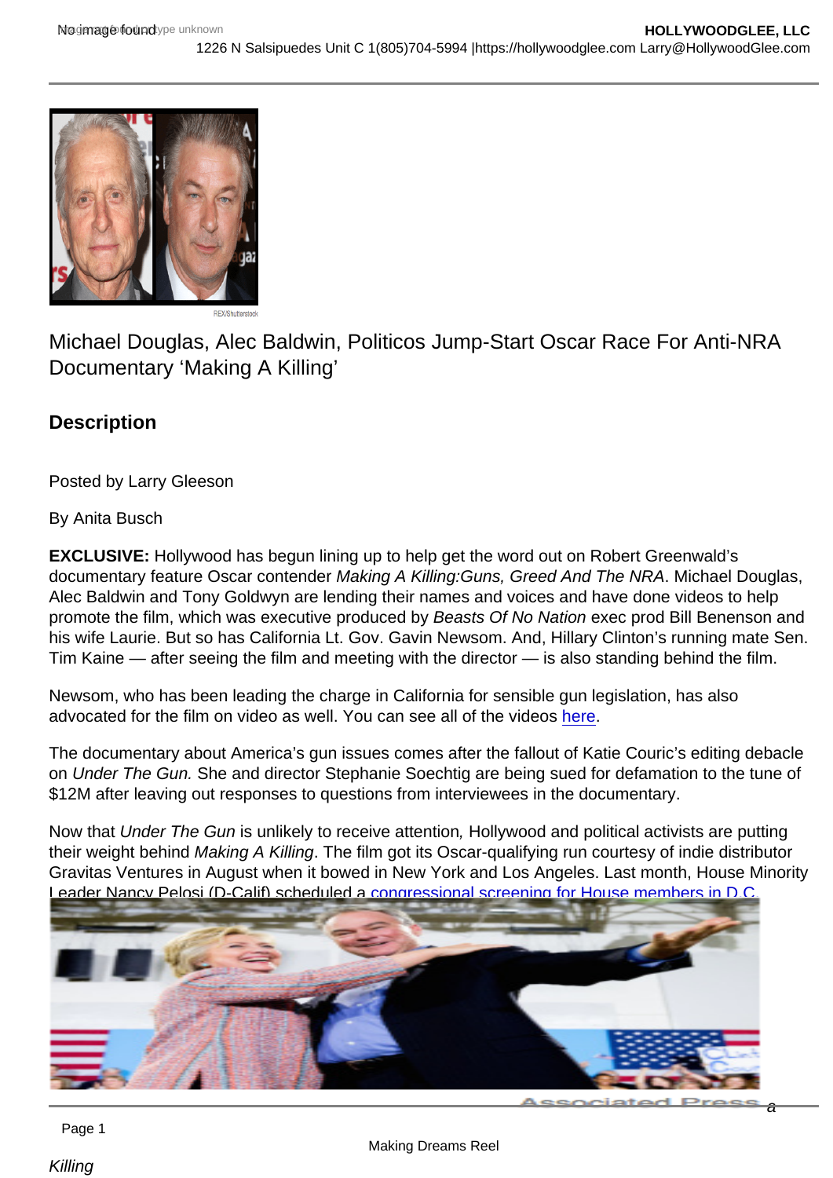REX/Shutterstock

# Michael Douglas, Alec Baldwin, Politicos Jump-Start Oscar Race For Anti-NRA Documentary 'Making A Killing'

## Description

Posted by Larry Gleeson

By Anita Busch

**EXCLUSIVE:** Hollywood has begun lining up to help get the word out on Robert Greenwald's documentary feature Oscar contender *Making A Killing:Guns, Greed And The NRA*. Michael Douglas, Alec Baldwin and Tony Goldwyn are lending their names and voices and have done videos to help promote the film, which was executive produced by *Beasts Of No Nation* exec prod Bill Benenson and his wife Laurie. But so has California Lt. Gov. Gavin Newsom. And, Hillary Clinton's running mate Sen. Tim Kaine — after seeing the film and meeting with the director — is also standing behind the film.

Newsom, who has been leading the charge in California for sensible gun legislation, has also advocated for the film on video as well. You can see all of the videos here.

The documentary about America's gun issues comes after the fallout of Katie Couric's editing debacle on *Under The Gun.* She and director Stephanie Soechtig are being sued for defamation to the tune of $12M after leaving out responses to questions from interviewees in the documentary.

Now that *Under The Gun* is unlikely to receive attention, Hollywood and political activists are putting their weight behind *Making A Killing*. The film got its Oscar-qualifying run courtesy of indie distributor Gravitas Ventures in August when it bowed in New York and Los Angeles. Last month, House Minority Leader Nancy Pelosi (D-Calif) scheduled a congressional screening for House members in D.C.

Associated Press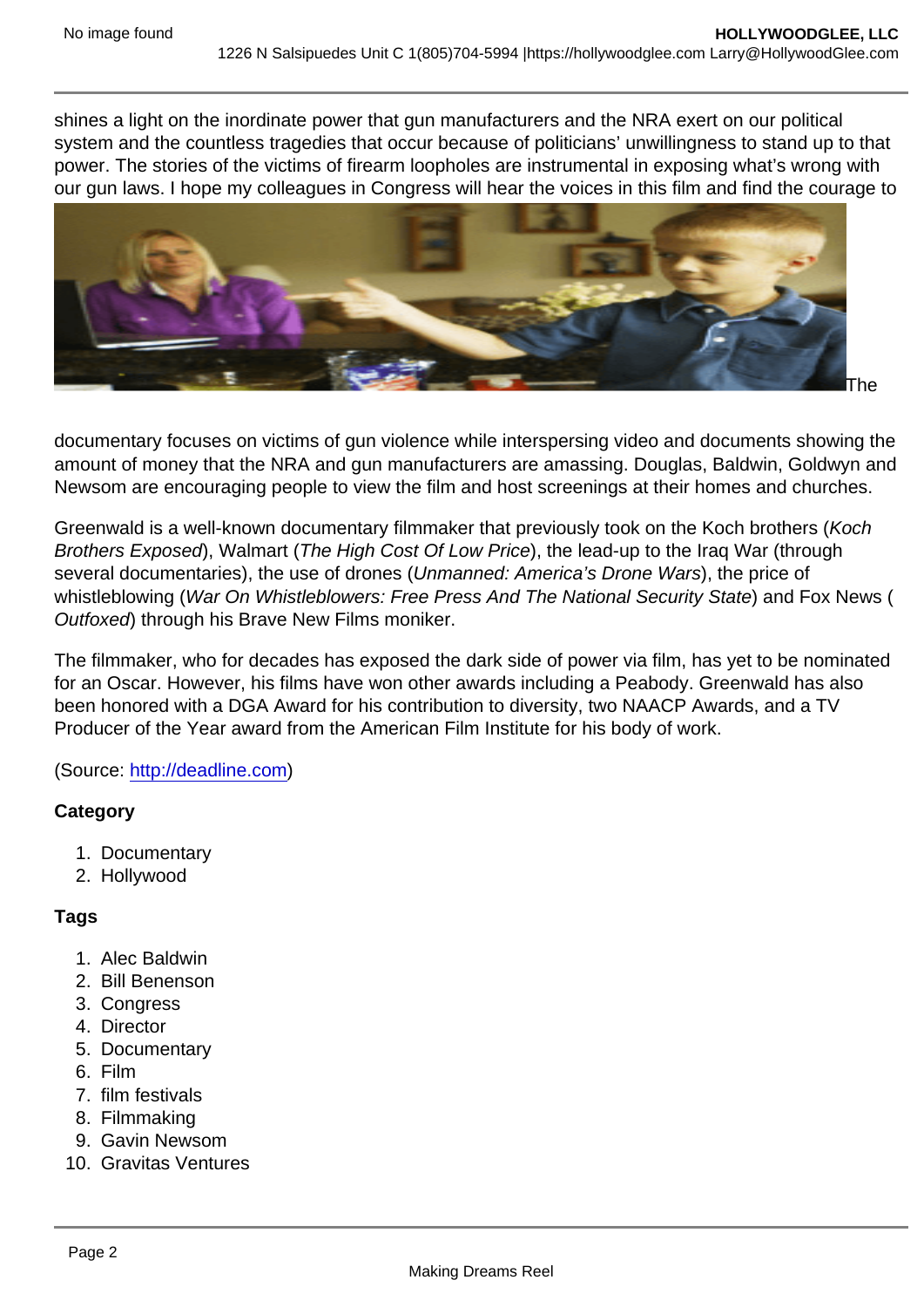shines a light on the inordinate power that gun manufacturers and the NRA exert on our political system and the countless tragedies that occur because of politicians' unwillingness to stand up to that power. The stories of the victims of firearm loopholes are instrumental in exposing what's wrong with our gun laws. I hope my colleagues in Congress will hear the voices in this film and find the courage to

The documentary focuses on victims of gun violence while interspersing video and documents showing the amount of money that the NRA and gun manufacturers are amassing. Douglas, Baldwin, Goldwyn and Newsom are encouraging people to view the film and host screenings at their homes and churches.

Greenwald is a well-known documentary filmmaker that previously took on the Koch brothers (*Koch Brothers Exposed*), Walmart (*The High Cost Of Low Price*), the lead-up to the Iraq War (through several documentaries), the use of drones (*Unmanned: America's Drone Wars*), the price of whistleblowing (*War On Whistleblowers: Free Press And The National Security State*) and Fox News (*Outfoxed*) through his Brave New Films moniker.

The filmmaker, who for decades has exposed the dark side of power via film, has yet to be nominated for an Oscar. However, his films have won other awards including a Peabody. Greenwald has also been honored with a DGA Award for his contribution to diversity, two NAACP Awards, and a TV Producer of the Year award from the American Film Institute for his body of work.

(Source: http://deadline.com)

**Category**

1. Documentary
2. Hollywood

**Tags**

1. Alec Baldwin
2. Bill Benenson
3. Congress
4. Director
5. Documentary
6. Film
7. film festivals
8. Filmmaking
9. Gavin Newsom
10. Gravitas Ventures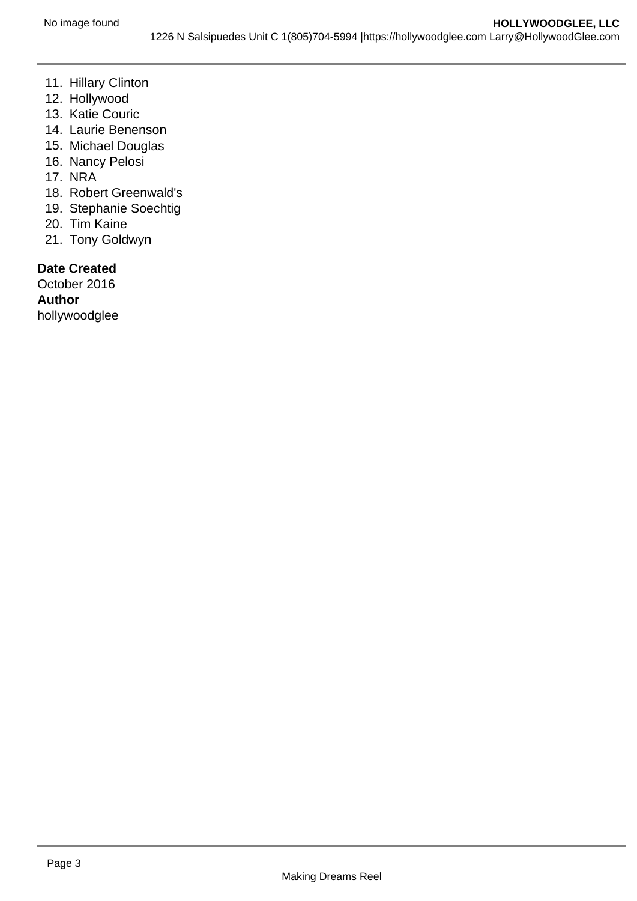11. Hillary Clinton
12. Hollywood
13. Katie Couric
14. Laurie Benenson
15. Michael Douglas
16. Nancy Pelosi
17. NRA
18. Robert Greenwald's
19. Stephanie Soechtig
20. Tim Kaine
21. Tony Goldwyn

**Date Created**
October 2016
**Author**
hollywoodglee